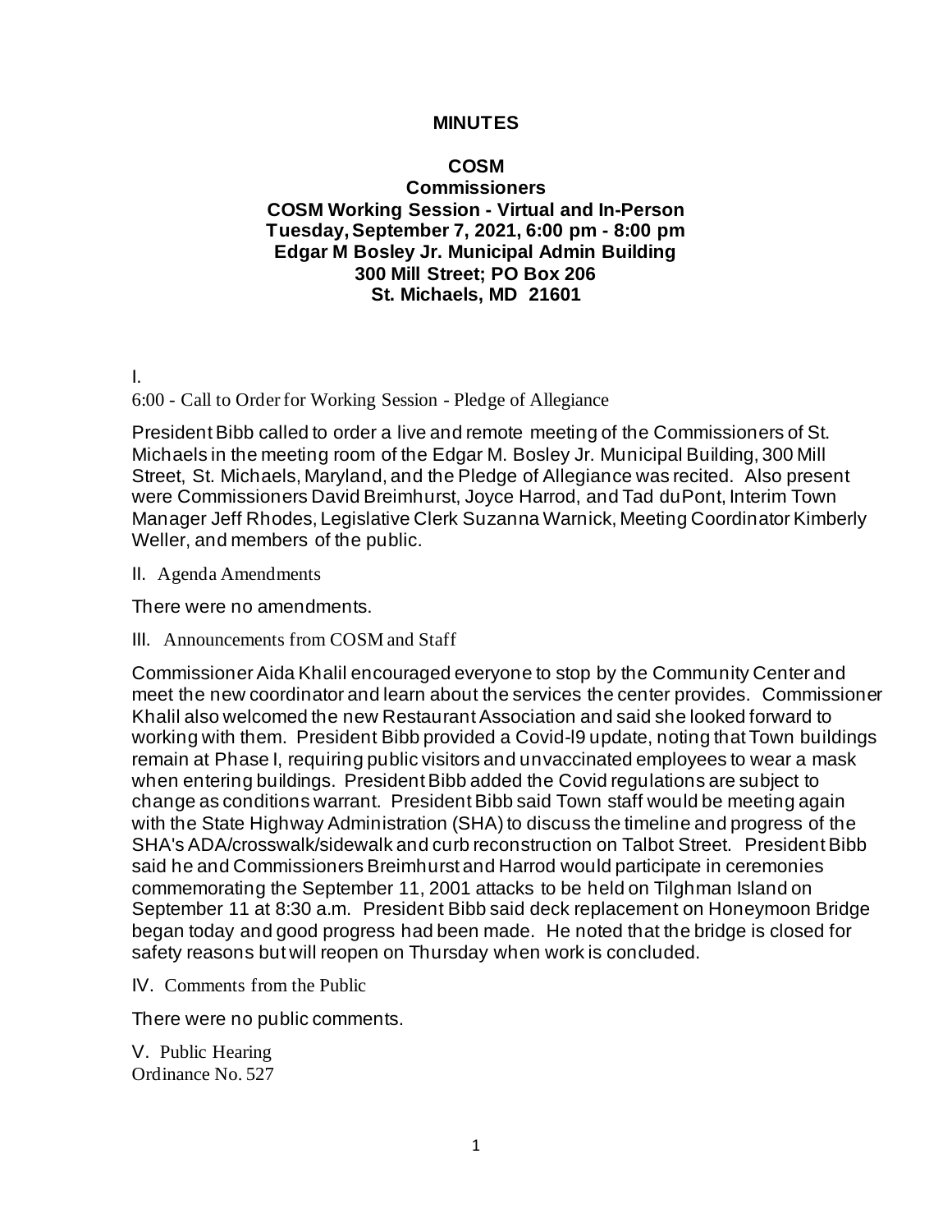# MINUTES

## COSM
## Commissioners
## COSM Working Session - Virtual and In-Person
## Tuesday, September 7, 2021, 6:00 pm - 8:00 pm
## Edgar M Bosley Jr. Municipal Admin Building
## 300 Mill Street; PO Box 206
## St. Michaels, MD 21601

I.

6:00 - Call to Order for Working Session - Pledge of Allegiance

President Bibb called to order a live and remote meeting of the Commissioners of St. Michaels in the meeting room of the Edgar M. Bosley Jr. Municipal Building, 300 Mill Street, St. Michaels, Maryland, and the Pledge of Allegiance was recited. Also present were Commissioners David Breimhurst, Joyce Harrod, and Tad duPont, Interim Town Manager Jeff Rhodes, Legislative Clerk Suzanna Warnick, Meeting Coordinator Kimberly Weller, and members of the public.

II. Agenda Amendments

There were no amendments.

III. Announcements from COSM and Staff

Commissioner Aida Khalil encouraged everyone to stop by the Community Center and meet the new coordinator and learn about the services the center provides. Commissioner Khalil also welcomed the new Restaurant Association and said she looked forward to working with them. President Bibb provided a Covid-l9 update, noting that Town buildings remain at Phase I, requiring public visitors and unvaccinated employees to wear a mask when entering buildings. President Bibb added the Covid regulations are subject to change as conditions warrant. President Bibb said Town staff would be meeting again with the State Highway Administration (SHA) to discuss the timeline and progress of the SHA's ADA/crosswalk/sidewalk and curb reconstruction on Talbot Street. President Bibb said he and Commissioners Breimhurst and Harrod would participate in ceremonies commemorating the September 11, 2001 attacks to be held on Tilghman Island on September 11 at 8:30 a.m. President Bibb said deck replacement on Honeymoon Bridge began today and good progress had been made. He noted that the bridge is closed for safety reasons but will reopen on Thursday when work is concluded.

IV. Comments from the Public

There were no public comments.

V. Public Hearing
Ordinance No. 527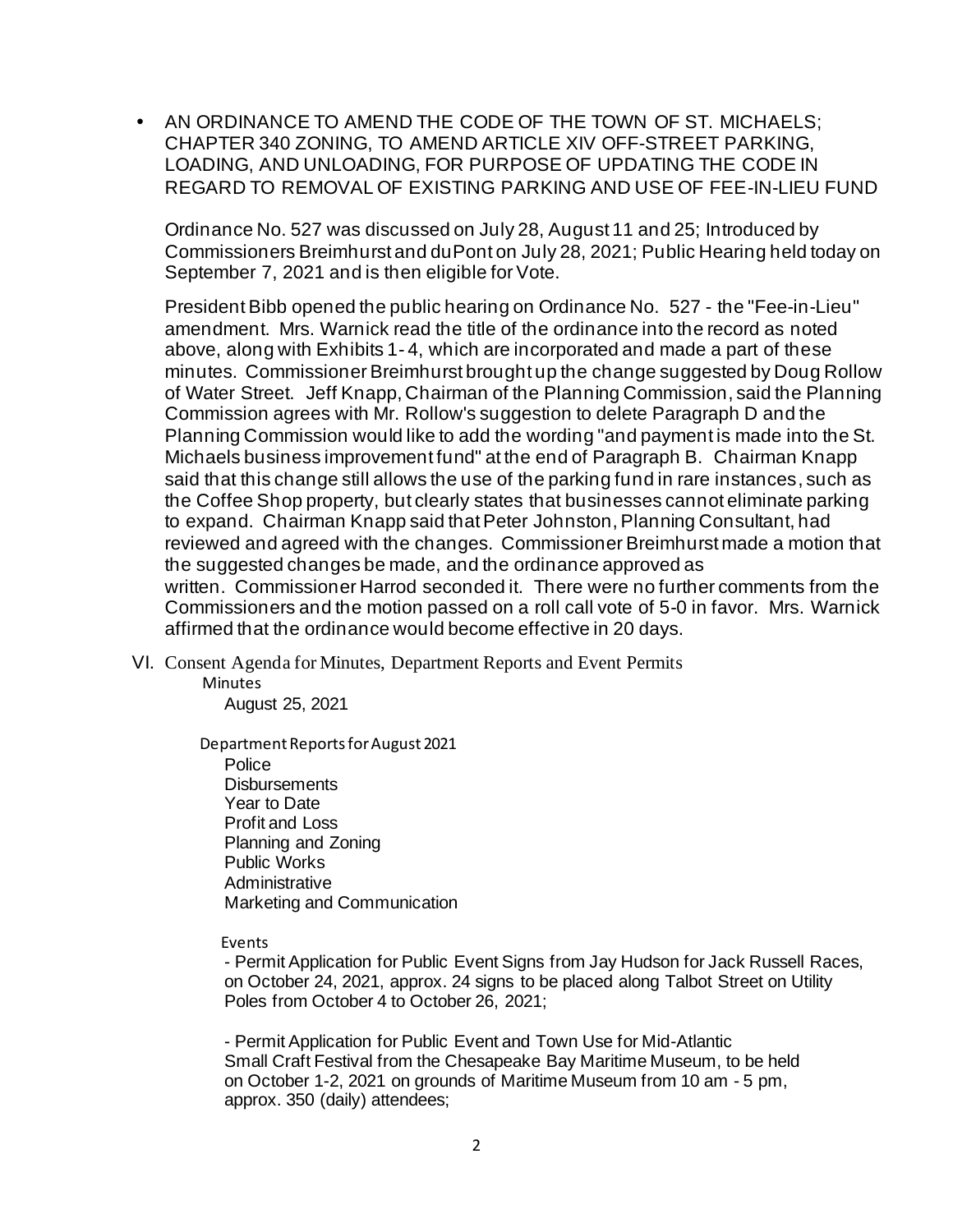- AN ORDINANCE TO AMEND THE CODE OF THE TOWN OF ST. MICHAELS; CHAPTER 340 ZONING, TO AMEND ARTICLE XIV OFF-STREET PARKING, LOADING, AND UNLOADING, FOR PURPOSE OF UPDATING THE CODE IN REGARD TO REMOVAL OF EXISTING PARKING AND USE OF FEE-IN-LIEU FUND

  Ordinance No. 527 was discussed on July 28, August 11 and 25; Introduced by Commissioners Breimhurst and duPont on July 28, 2021; Public Hearing held today on September 7, 2021 and is then eligible for Vote.

  President Bibb opened the public hearing on Ordinance No. 527 - the "Fee-in-Lieu" amendment. Mrs. Warnick read the title of the ordinance into the record as noted above, along with Exhibits 1- 4, which are incorporated and made a part of these minutes. Commissioner Breimhurst brought up the change suggested by Doug Rollow of Water Street. Jeff Knapp, Chairman of the Planning Commission, said the Planning Commission agrees with Mr. Rollow's suggestion to delete Paragraph D and the Planning Commission would like to add the wording "and payment is made into the St. Michaels business improvement fund" at the end of Paragraph B. Chairman Knapp said that this change still allows the use of the parking fund in rare instances, such as the Coffee Shop property, but clearly states that businesses cannot eliminate parking to expand. Chairman Knapp said that Peter Johnston, Planning Consultant, had reviewed and agreed with the changes. Commissioner Breimhurst made a motion that the suggested changes be made, and the ordinance approved as written. Commissioner Harrod seconded it. There were no further comments from the Commissioners and the motion passed on a roll call vote of 5-0 in favor. Mrs. Warnick affirmed that the ordinance would become effective in 20 days.

VI. Consent Agenda for Minutes, Department Reports and Event Permits

Minutes

August 25, 2021

Department Reports for August 2021

Police
Disbursements
Year to Date
Profit and Loss
Planning and Zoning
Public Works
Administrative
Marketing and Communication

Events

- Permit Application for Public Event Signs from Jay Hudson for Jack Russell Races, on October 24, 2021, approx. 24 signs to be placed along Talbot Street on Utility Poles from October 4 to October 26, 2021;

- Permit Application for Public Event and Town Use for Mid-Atlantic Small Craft Festival from the Chesapeake Bay Maritime Museum, to be held on October 1-2, 2021 on grounds of Maritime Museum from 10 am - 5 pm, approx. 350 (daily) attendees;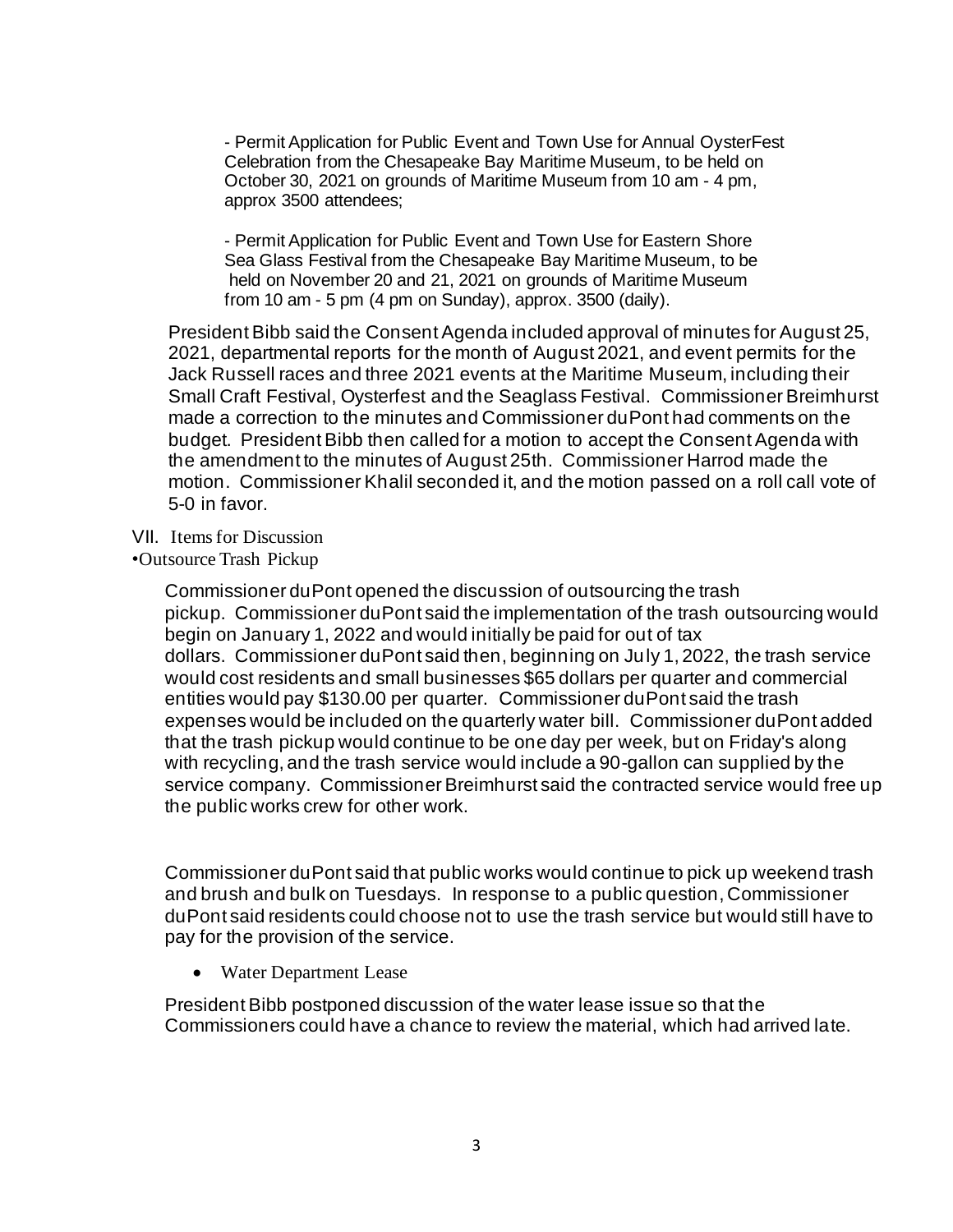- Permit Application for Public Event and Town Use for Annual OysterFest Celebration from the Chesapeake Bay Maritime Museum, to be held on October 30, 2021 on grounds of Maritime Museum from 10 am - 4 pm, approx 3500 attendees;

- Permit Application for Public Event and Town Use for Eastern Shore Sea Glass Festival from the Chesapeake Bay Maritime Museum, to be held on November 20 and 21, 2021 on grounds of Maritime Museum from 10 am - 5 pm (4 pm on Sunday), approx. 3500 (daily).

President Bibb said the Consent Agenda included approval of minutes for August 25, 2021, departmental reports for the month of August 2021, and event permits for the Jack Russell races and three 2021 events at the Maritime Museum, including their Small Craft Festival, Oysterfest and the Seaglass Festival. Commissioner Breimhurst made a correction to the minutes and Commissioner duPont had comments on the budget. President Bibb then called for a motion to accept the Consent Agenda with the amendment to the minutes of August 25th. Commissioner Harrod made the motion. Commissioner Khalil seconded it, and the motion passed on a roll call vote of 5-0 in favor.

VII. Items for Discussion

•Outsource Trash Pickup

Commissioner duPont opened the discussion of outsourcing the trash pickup. Commissioner duPont said the implementation of the trash outsourcing would begin on January 1, 2022 and would initially be paid for out of tax dollars. Commissioner duPont said then, beginning on July 1, 2022, the trash service would cost residents and small businesses $65 dollars per quarter and commercial entities would pay $130.00 per quarter. Commissioner duPont said the trash expenses would be included on the quarterly water bill. Commissioner duPont added that the trash pickup would continue to be one day per week, but on Friday's along with recycling, and the trash service would include a 90-gallon can supplied by the service company. Commissioner Breimhurst said the contracted service would free up the public works crew for other work.

Commissioner duPont said that public works would continue to pick up weekend trash and brush and bulk on Tuesdays. In response to a public question, Commissioner duPont said residents could choose not to use the trash service but would still have to pay for the provision of the service.

- Water Department Lease

President Bibb postponed discussion of the water lease issue so that the Commissioners could have a chance to review the material, which had arrived late.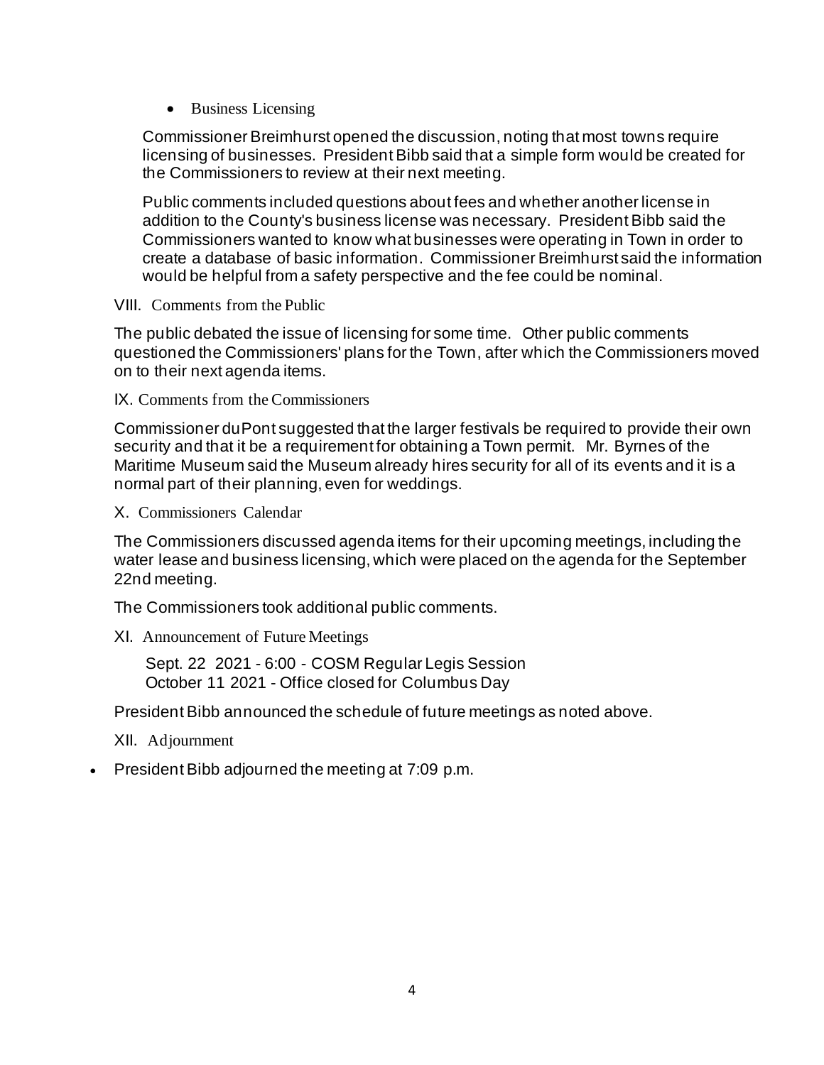- Business Licensing

Commissioner Breimhurst opened the discussion, noting that most towns require licensing of businesses. President Bibb said that a simple form would be created for the Commissioners to review at their next meeting.

Public comments included questions about fees and whether another license in addition to the County's business license was necessary. President Bibb said the Commissioners wanted to know what businesses were operating in Town in order to create a database of basic information. Commissioner Breimhurst said the information would be helpful from a safety perspective and the fee could be nominal.

VIII. Comments from the Public

The public debated the issue of licensing for some time. Other public comments questioned the Commissioners' plans for the Town, after which the Commissioners moved on to their next agenda items.

IX. Comments from the Commissioners

Commissioner duPont suggested that the larger festivals be required to provide their own security and that it be a requirement for obtaining a Town permit. Mr. Byrnes of the Maritime Museum said the Museum already hires security for all of its events and it is a normal part of their planning, even for weddings.

X. Commissioners Calendar

The Commissioners discussed agenda items for their upcoming meetings, including the water lease and business licensing, which were placed on the agenda for the September 22nd meeting.

The Commissioners took additional public comments.

XI. Announcement of Future Meetings

Sept. 22 2021 - 6:00 - COSM Regular Legis Session
October 11 2021 - Office closed for Columbus Day

President Bibb announced the schedule of future meetings as noted above.

XII. Adjournment

- President Bibb adjourned the meeting at 7:09 p.m.